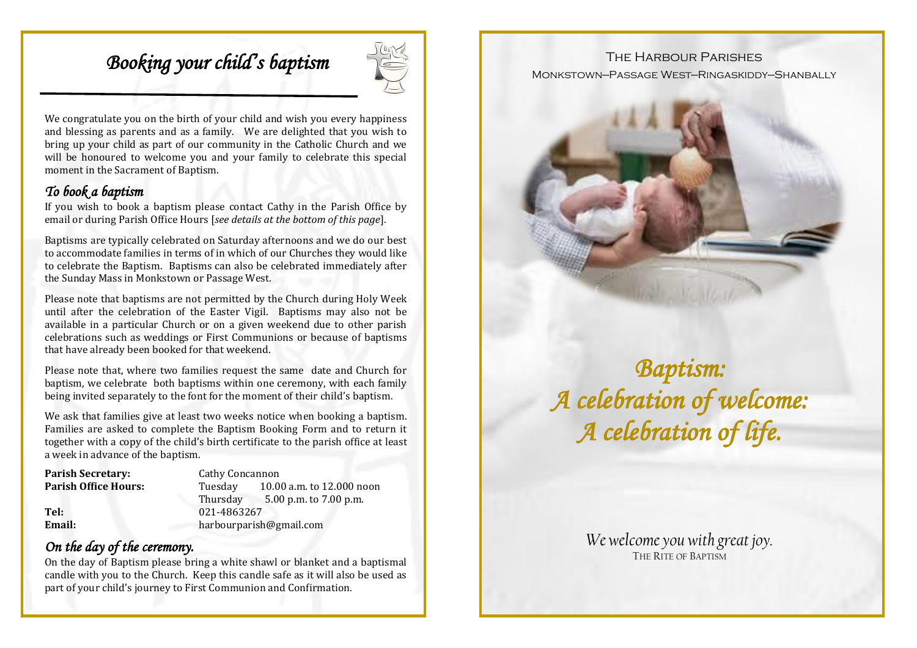# Booking your child's baptism

We congratulate you on the birth of your child and wish you every happiness and blessing as parents and as a family. We are delighted that you wish to bring up your child as part of our community in the Catholic Church and we will be honoured to welcome you and your family to celebrate this special moment in the Sacrament of Baptism.

## To book a baptism

If you wish to book a baptism please contact Cathy in the Parish Office by email or during Parish Office Hours [*see details at the bottom of this page*].

Baptisms are typically celebrated on Saturday afternoons and we do our best to accommodate families in terms of in which of our Churches they would like to celebrate the Baptism. Baptisms can also be celebrated immediately after the Sunday Mass in Monkstown or Passage West.

Please note that baptisms are not permitted by the Church during Holy Week until after the celebration of the Easter Vigil. Baptisms may also not be available in a particular Church or on a given weekend due to other parish celebrations such as weddings or First Communions or because of baptisms that have already been booked for that weekend.

Please note that, where two families request the same date and Church for baptism, we celebrate both baptisms within one ceremony, with each family being invited separately to the font for the moment of their child's baptism.

We ask that families give at least two weeks notice when booking a baptism. Families are asked to complete the Baptism Booking Form and to return it together with a copy of the child's birth certificate to the parish office at least a week in advance of the baptism.

**Parish Secretary:** Cathy Concannon
**Parish Office Hours:** Tuesday 10.00 a.m. to 12.000 noon
Thursday 5.00 p.m. to 7.00 p.m.
**Tel:** 021-4863267
**Email:** harbourparish@gmail.com

## On the day of the ceremony.

On the day of Baptism please bring a white shawl or blanket and a baptismal candle with you to the Church. Keep this candle safe as it will also be used as part of your child's journey to First Communion and Confirmation.

The Harbour Parishes
Monkstown–Passage West–Ringaskiddy–Shanbally

# *Baptism: A celebration of welcome: A celebration of life.*

*We welcome you with great joy.*
The Rite of Baptism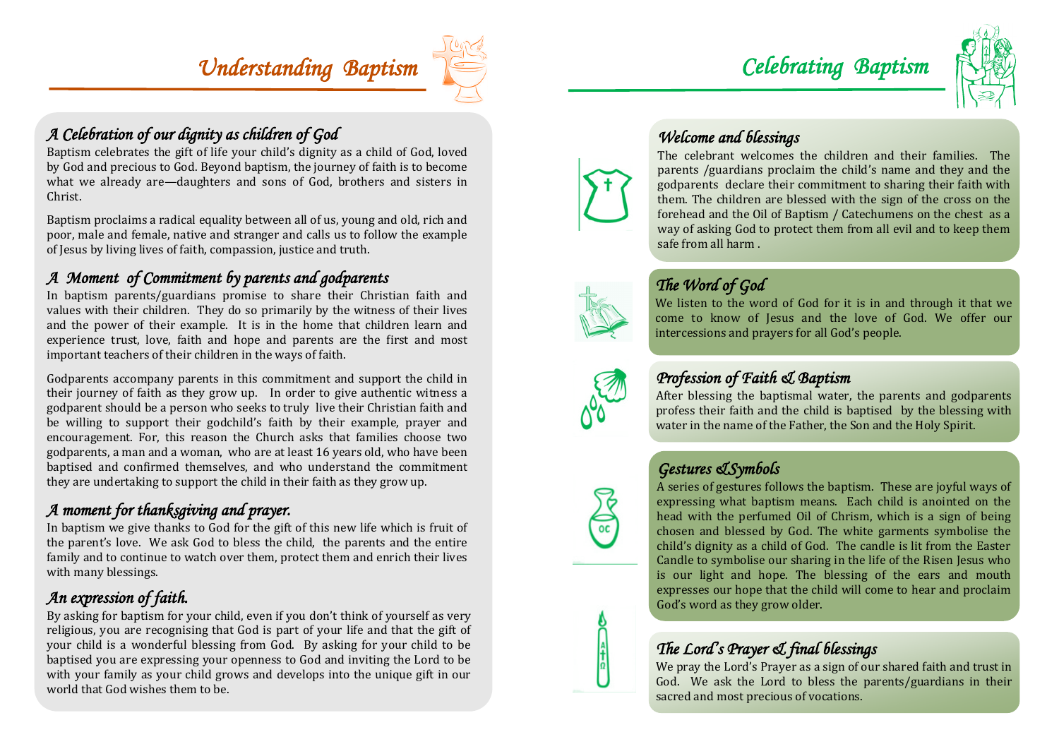# Understanding Baptism

## A Celebration of our dignity as children of God

Baptism celebrates the gift of life your child's dignity as a child of God, loved by God and precious to God. Beyond baptism, the journey of faith is to become what we already are—daughters and sons of God, brothers and sisters in Christ.

Baptism proclaims a radical equality between all of us, young and old, rich and poor, male and female, native and stranger and calls us to follow the example of Jesus by living lives of faith, compassion, justice and truth.

## A Moment of Commitment by parents and godparents

In baptism parents/guardians promise to share their Christian faith and values with their children. They do so primarily by the witness of their lives and the power of their example. It is in the home that children learn and experience trust, love, faith and hope and parents are the first and most important teachers of their children in the ways of faith.

Godparents accompany parents in this commitment and support the child in their journey of faith as they grow up. In order to give authentic witness a godparent should be a person who seeks to truly live their Christian faith and be willing to support their godchild's faith by their example, prayer and encouragement. For, this reason the Church asks that families choose two godparents, a man and a woman, who are at least 16 years old, who have been baptised and confirmed themselves, and who understand the commitment they are undertaking to support the child in their faith as they grow up.

## A moment for thanksgiving and prayer.

In baptism we give thanks to God for the gift of this new life which is fruit of the parent's love. We ask God to bless the child, the parents and the entire family and to continue to watch over them, protect them and enrich their lives with many blessings.

## An expression of faith.

By asking for baptism for your child, even if you don't think of yourself as very religious, you are recognising that God is part of your life and that the gift of your child is a wonderful blessing from God. By asking for your child to be baptised you are expressing your openness to God and inviting the Lord to be with your family as your child grows and develops into the unique gift in our world that God wishes them to be.

# Celebrating Baptism

## Welcome and blessings

The celebrant welcomes the children and their families. The parents /guardians proclaim the child's name and they and the godparents declare their commitment to sharing their faith with them. The children are blessed with the sign of the cross on the forehead and the Oil of Baptism / Catechumens on the chest as a way of asking God to protect them from all evil and to keep them safe from all harm .

## The Word of God

We listen to the word of God for it is in and through it that we come to know of Jesus and the love of God. We offer our intercessions and prayers for all God's people.

## Profession of Faith & Baptism

After blessing the baptismal water, the parents and godparents profess their faith and the child is baptised by the blessing with water in the name of the Father, the Son and the Holy Spirit.

## Gestures & Symbols

A series of gestures follows the baptism. These are joyful ways of expressing what baptism means. Each child is anointed on the head with the perfumed Oil of Chrism, which is a sign of being chosen and blessed by God. The white garments symbolise the child's dignity as a child of God. The candle is lit from the Easter Candle to symbolise our sharing in the life of the Risen Jesus who is our light and hope. The blessing of the ears and mouth expresses our hope that the child will come to hear and proclaim God's word as they grow older.

## The Lord's Prayer & final blessings

We pray the Lord's Prayer as a sign of our shared faith and trust in God. We ask the Lord to bless the parents/guardians in their sacred and most precious of vocations.